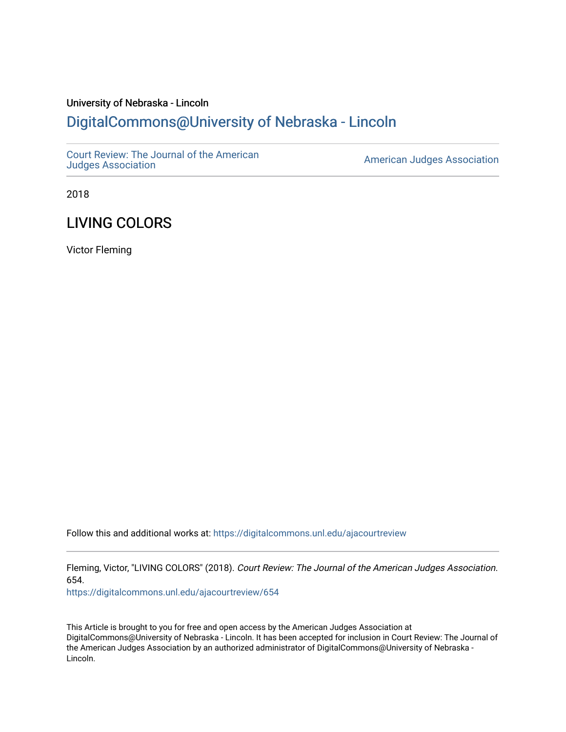University of Nebraska - Lincoln

## DigitalCommons@University of Nebraska - Lincoln

Court Review: The Journal of the American Judges Association | American Judges Association

2018

# LIVING COLORS

Victor Fleming

Follow this and additional works at: https://digitalcommons.unl.edu/ajacourtreview

Fleming, Victor, "LIVING COLORS" (2018). *Court Review: The Journal of the American Judges Association*. 654.
https://digitalcommons.unl.edu/ajacourtreview/654

This Article is brought to you for free and open access by the American Judges Association at DigitalCommons@University of Nebraska - Lincoln. It has been accepted for inclusion in Court Review: The Journal of the American Judges Association by an authorized administrator of DigitalCommons@University of Nebraska - Lincoln.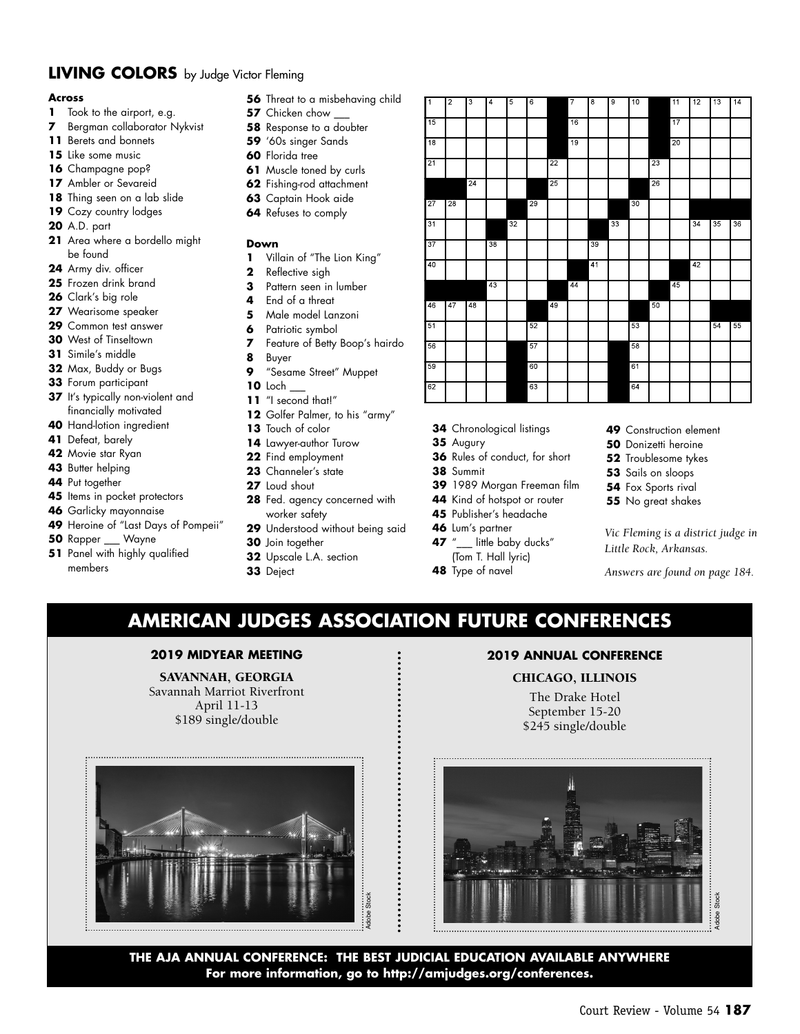## LIVING COLORS by Judge Victor Fleming

**Across**

**1** Took to the airport, e.g.
**7** Bergman collaborator Nykvist
**11** Berets and bonnets
**15** Like some music
**16** Champagne pop?
**17** Ambler or Sevareid
**18** Thing seen on a lab slide
**19** Cozy country lodges
**20** A.D. part
**21** Area where a bordello might be found
**24** Army div. officer
**25** Frozen drink brand
**26** Clark's big role
**27** Wearisome speaker
**29** Common test answer
**30** West of Tinseltown
**31** Simile's middle
**32** Max, Buddy or Bugs
**33** Forum participant
**37** It's typically non-violent and financially motivated
**40** Hand-lotion ingredient
**41** Defeat, barely
**42** Movie star Ryan
**43** Butter helping
**44** Put together
**45** Items in pocket protectors
**46** Garlicky mayonnaise
**49** Heroine of "Last Days of Pompeii"
**50** Rapper ___ Wayne
**51** Panel with highly qualified members
**56** Threat to a misbehaving child
**57** Chicken chow ___
**58** Response to a doubter
**59** '60s singer Sands
**60** Florida tree
**61** Muscle toned by curls
**62** Fishing-rod attachment
**63** Captain Hook aide
**64** Refuses to comply

**Down**

**1** Villain of "The Lion King"
**2** Reflective sigh
**3** Pattern seen in lumber
**4** End of a threat
**5** Male model Lanzoni
**6** Patriotic symbol
**7** Feature of Betty Boop's hairdo
**8** Buyer
**9** "Sesame Street" Muppet
**10** Loch ___
**11** "I second that!"
**12** Golfer Palmer, to his "army"
**13** Touch of color
**14** Lawyer-author Turow
**22** Find employment
**23** Channeler's state
**27** Loud shout
**28** Fed. agency concerned with worker safety
**29** Understood without being said
**30** Join together
**32** Upscale L.A. section
**33** Deject
**34** Chronological listings
**35** Augury
**36** Rules of conduct, for short
**38** Summit
**39** 1989 Morgan Freeman film
**44** Kind of hotspot or router
**45** Publisher's headache
**46** Lum's partner
**47** "___ little baby ducks" (Tom T. Hall lyric)
**48** Type of navel
**49** Construction element
**50** Donizetti heroine
**52** Troublesome tykes
**53** Sails on sloops
**54** Fox Sports rival
**55** No great shakes

*Vic Fleming is a district judge in Little Rock, Arkansas.*

*Answers are found on page 184.*

## AMERICAN JUDGES ASSOCIATION FUTURE CONFERENCES

### 2019 MIDYEAR MEETING

**SAVANNAH, GEORGIA**
Savannah Marriot Riverfront
April 11-13
$189 single/double

Adobe Stock

### 2019 ANNUAL CONFERENCE

**CHICAGO, ILLINOIS**
The Drake Hotel
September 15-20
$245 single/double

Adobe Stock

**THE AJA ANNUAL CONFERENCE: THE BEST JUDICIAL EDUCATION AVAILABLE ANYWHERE**
**For more information, go to http://amjudges.org/conferences.**